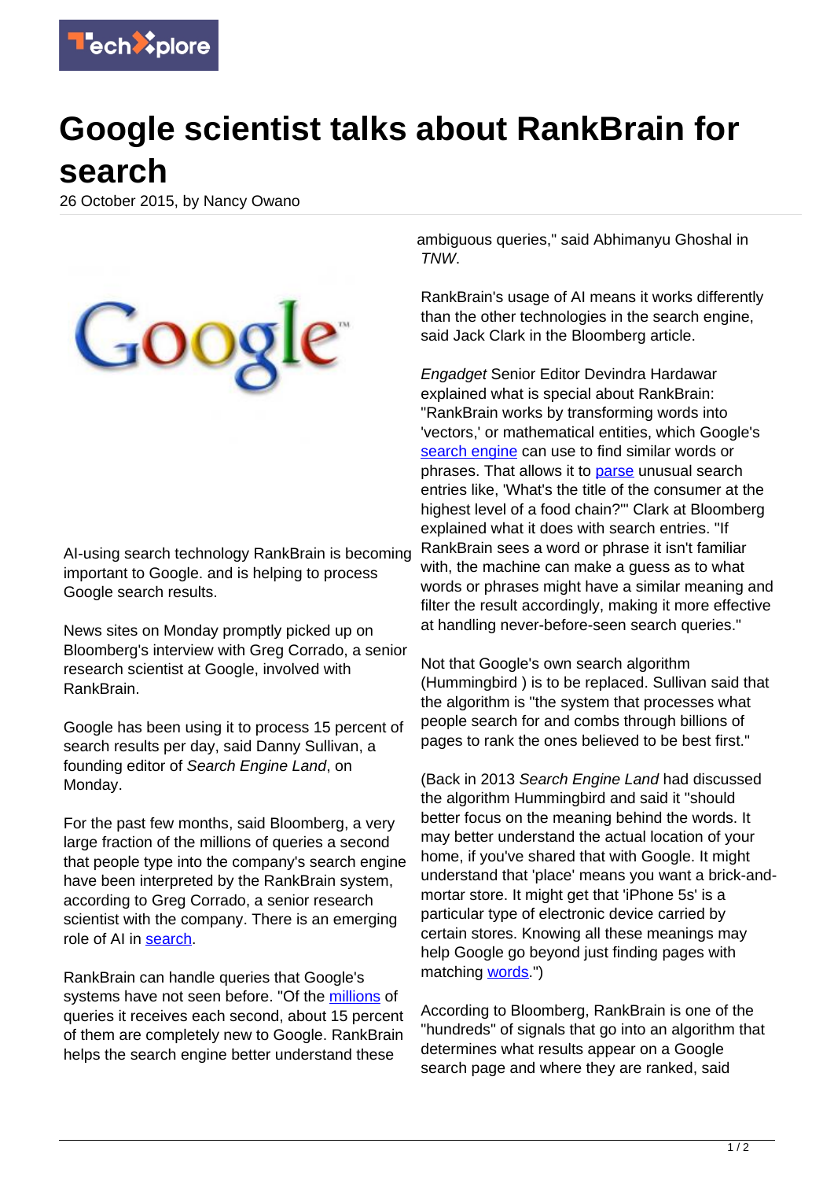# Google scientist talks about RankBrain for search

26 October 2015, by Nancy Owano

AI-using search technology RankBrain is becoming important to Google. and is helping to process Google search results.

News sites on Monday promptly picked up on Bloomberg's interview with Greg Corrado, a senior research scientist at Google, involved with RankBrain.

Google has been using it to process 15 percent of search results per day, said Danny Sullivan, a founding editor of *Search Engine Land*, on Monday.

For the past few months, said Bloomberg, a very large fraction of the millions of queries a second that people type into the company's search engine have been interpreted by the RankBrain system, according to Greg Corrado, a senior research scientist with the company. There is an emerging role of AI in search.

RankBrain can handle queries that Google's systems have not seen before. "Of the millions of queries it receives each second, about 15 percent of them are completely new to Google. RankBrain helps the search engine better understand these ambiguous queries," said Abhimanyu Ghoshal in *TNW*.

RankBrain's usage of AI means it works differently than the other technologies in the search engine, said Jack Clark in the Bloomberg article.

*Engadget* Senior Editor Devindra Hardawar explained what is special about RankBrain: "RankBrain works by transforming words into 'vectors,' or mathematical entities, which Google's search engine can use to find similar words or phrases. That allows it to parse unusual search entries like, 'What's the title of the consumer at the highest level of a food chain?'" Clark at Bloomberg explained what it does with search entries. "If RankBrain sees a word or phrase it isn't familiar with, the machine can make a guess as to what words or phrases might have a similar meaning and filter the result accordingly, making it more effective at handling never-before-seen search queries."

Not that Google's own search algorithm (Hummingbird ) is to be replaced. Sullivan said that the algorithm is "the system that processes what people search for and combs through billions of pages to rank the ones believed to be best first."

(Back in 2013 *Search Engine Land* had discussed the algorithm Hummingbird and said it "should better focus on the meaning behind the words. It may better understand the actual location of your home, if you've shared that with Google. It might understand that 'place' means you want a brick-and-mortar store. It might get that 'iPhone 5s' is a particular type of electronic device carried by certain stores. Knowing all these meanings may help Google go beyond just finding pages with matching words.")

According to Bloomberg, RankBrain is one of the "hundreds" of signals that go into an algorithm that determines what results appear on a Google search page and where they are ranked, said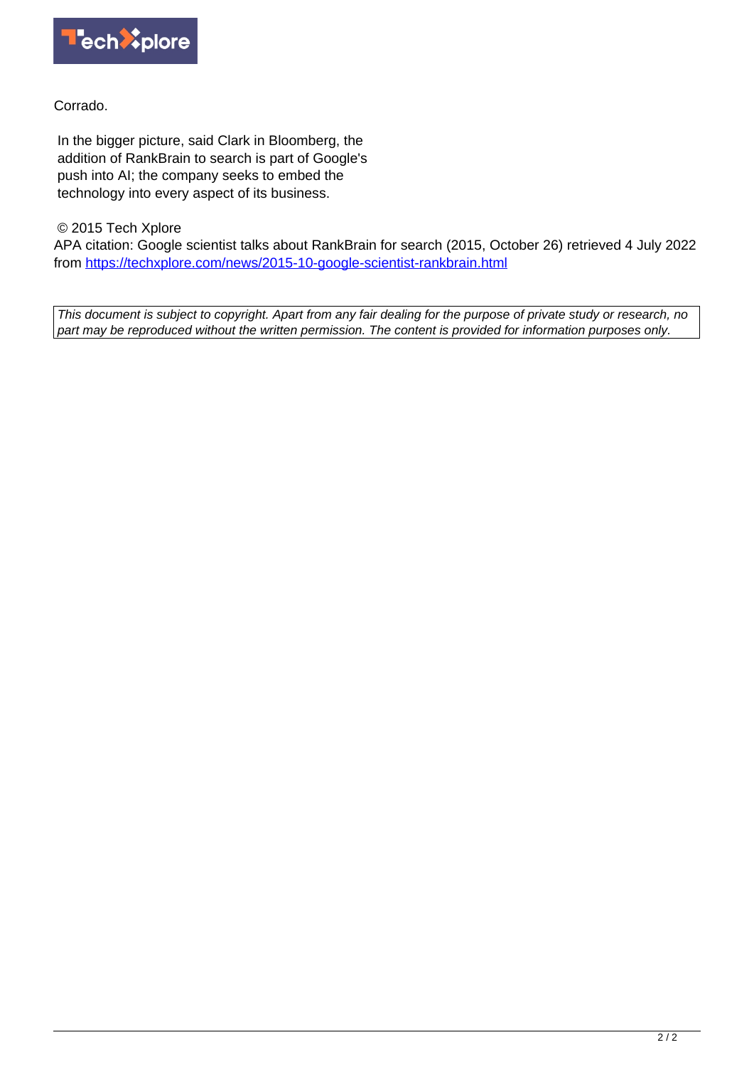Corrado.

In the bigger picture, said Clark in Bloomberg, the addition of RankBrain to search is part of Google's push into AI; the company seeks to embed the technology into every aspect of its business.

© 2015 Tech Xplore

APA citation: Google scientist talks about RankBrain for search (2015, October 26) retrieved 4 July 2022 from https://techxplore.com/news/2015-10-google-scientist-rankbrain.html

*This document is subject to copyright. Apart from any fair dealing for the purpose of private study or research, no part may be reproduced without the written permission. The content is provided for information purposes only.*